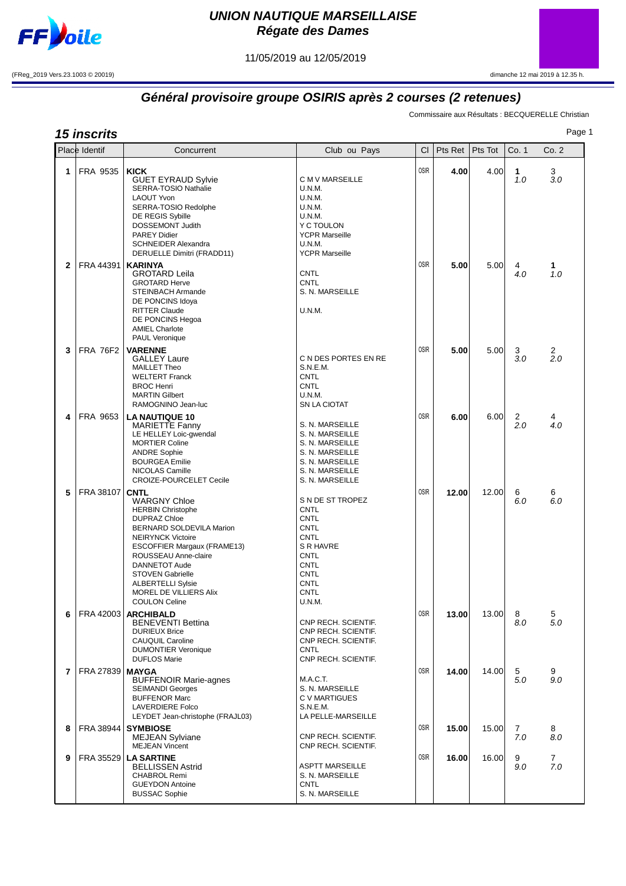# UNION NAUTIQUE MARSEILLAISE
## Régate des Dames

11/05/2019 au 12/05/2019

(FReg_2019 Vers.23.1003 © 20019)

dimanche 12 mai 2019 à 12.35 h.

## Général provisoire groupe OSIRIS après 2 courses (2 retenues)

Commissaire aux Résultats : BECQUERELLE Christian

### 15 inscrits

| Place | Identif | Concurrent | Club ou Pays | Cl | Pts Ret | Pts Tot | Co. 1 | Co. 2 |
|---|---|---|---|---|---|---|---|---|
| 1 | FRA 9535 | **KICK** | | OSIR | **4.00** | 4.00 | **1** *1.0* | 3 *3.0* |
| | | GUET EYRAUD Sylvie | C M V MARSEILLE | | | | | |
| | | SERRA-TOSIO Nathalie | U.N.M. | | | | | |
| | | LAOUT Yvon | U.N.M. | | | | | |
| | | SERRA-TOSIO Redolphe | U.N.M. | | | | | |
| | | DE REGIS Sybille | U.N.M. | | | | | |
| | | DOSSEMONT Judith | Y C TOULON | | | | | |
| | | PAREY Didier | YCPR Marseille | | | | | |
| | | SCHNEIDER Alexandra | U.N.M. | | | | | |
| | | DERUELLE Dimitri (FRADD11) | YCPR Marseille | | | | | |
| 2 | FRA 44391 | **KARINYA** | | OSIR | **5.00** | 5.00 | 4 *4.0* | **1** *1.0* |
| | | GROTARD Leila | CNTL | | | | | |
| | | GROTARD Herve | CNTL | | | | | |
| | | STEINBACH Armande | S. N. MARSEILLE | | | | | |
| | | DE PONCINS Idoya | | | | | | |
| | | RITTER Claude | U.N.M. | | | | | |
| | | DE PONCINS Hegoa | | | | | | |
| | | AMIEL Charlote | | | | | | |
| | | PAUL Veronique | | | | | | |
| 3 | FRA 76F2 | **VARENNE** | | OSIR | **5.00** | 5.00 | 3 *3.0* | 2 *2.0* |
| | | GALLEY Laure | C N DES PORTES EN RE | | | | | |
| | | MAILLET Theo | S.N.E.M. | | | | | |
| | | WELTERT Franck | CNTL | | | | | |
| | | BROC Henri | CNTL | | | | | |
| | | MARTIN Gilbert | U.N.M. | | | | | |
| | | RAMOGNINO Jean-luc | SN LA CIOTAT | | | | | |
| 4 | FRA 9653 | **LA NAUTIQUE 10** | | OSIR | **6.00** | 6.00 | 2 *2.0* | 4 *4.0* |
| | | MARIETTE Fanny | S. N. MARSEILLE | | | | | |
| | | LE HELLEY Loic-gwendal | S. N. MARSEILLE | | | | | |
| | | MORTIER Coline | S. N. MARSEILLE | | | | | |
| | | ANDRE Sophie | S. N. MARSEILLE | | | | | |
| | | BOURGEA Emilie | S. N. MARSEILLE | | | | | |
| | | NICOLAS Camille | S. N. MARSEILLE | | | | | |
| | | CROIZE-POURCELET Cecile | S. N. MARSEILLE | | | | | |
| 5 | FRA 38107 | **CNTL** | | OSIR | **12.00** | 12.00 | 6 *6.0* | 6 *6.0* |
| | | WARGNY Chloe | S N DE ST TROPEZ | | | | | |
| | | HERBIN Christophe | CNTL | | | | | |
| | | DUPRAZ Chloe | CNTL | | | | | |
| | | BERNARD SOLDEVILA Marion | CNTL | | | | | |
| | | NEIRYNCK Victoire | CNTL | | | | | |
| | | ESCOFFIER Margaux (FRAME13) | S R HAVRE | | | | | |
| | | ROUSSEAU Anne-claire | CNTL | | | | | |
| | | DANNETOT Aude | CNTL | | | | | |
| | | STOVEN Gabrielle | CNTL | | | | | |
| | | ALBERTELLI Sylsie | CNTL | | | | | |
| | | MOREL DE VILLIERS Alix | CNTL | | | | | |
| | | COULON Celine | U.N.M. | | | | | |
| 6 | FRA 42003 | **ARCHIBALD** | | OSIR | **13.00** | 13.00 | 8 *8.0* | 5 *5.0* |
| | | BENEVENTI Bettina | CNP RECH. SCIENTIF. | | | | | |
| | | DURIEUX Brice | CNP RECH. SCIENTIF. | | | | | |
| | | CAUQUIL Caroline | CNP RECH. SCIENTIF. | | | | | |
| | | DUMONTIER Veronique | CNTL | | | | | |
| | | DUFLOS Marie | CNP RECH. SCIENTIF. | | | | | |
| 7 | FRA 27839 | **MAYGA** | | OSIR | **14.00** | 14.00 | 5 *5.0* | 9 *9.0* |
| | | BUFFENOIR Marie-agnes | M.A.C.T. | | | | | |
| | | SEIMANDI Georges | S. N. MARSEILLE | | | | | |
| | | BUFFENOR Marc | C V MARTIGUES | | | | | |
| | | LAVERDIERE Folco | S.N.E.M. | | | | | |
| | | LEYDET Jean-christophe (FRAJL03) | LA PELLE-MARSEILLE | | | | | |
| 8 | FRA 38944 | **SYMBIOSE** | | OSIR | **15.00** | 15.00 | 7 *7.0* | 8 *8.0* |
| | | MEJEAN Sylviane | CNP RECH. SCIENTIF. | | | | | |
| | | MEJEAN Vincent | CNP RECH. SCIENTIF. | | | | | |
| 9 | FRA 35529 | **LA SARTINE** | | OSIR | **16.00** | 16.00 | 9 *9.0* | 7 *7.0* |
| | | BELLISSEN Astrid | ASPTT MARSEILLE | | | | | |
| | | CHABROL Remi | S. N. MARSEILLE | | | | | |
| | | GUEYDON Antoine | CNTL | | | | | |
| | | BUSSAC Sophie | S. N. MARSEILLE | | | | | |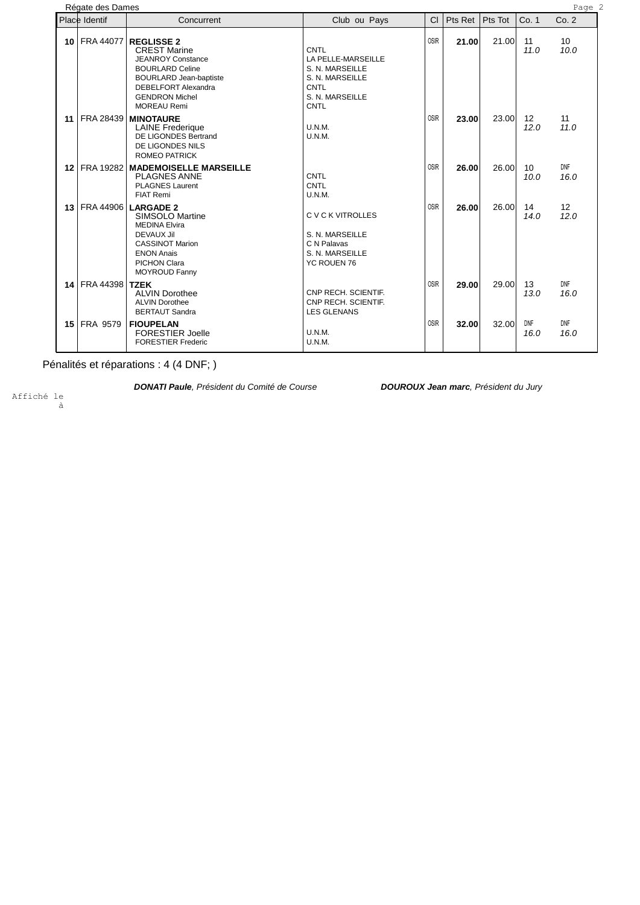Régate des Dames

| Place | Identif | Concurrent | Club ou Pays | Cl | Pts Ret | Pts Tot | Co. 1 | Co. 2 |
|---|---|---|---|---|---|---|---|---|
| 10 | FRA 44077 | **REGLISSE 2**<br>CREST Marine<br>JEANROY Constance<br>BOURLARD Celine<br>BOURLARD Jean-baptiste<br>DEBELFORT Alexandra<br>GENDRON Michel<br>MOREAU Remi | <br>CNTL<br>LA PELLE-MARSEILLE<br>S. N. MARSEILLE<br>S. N. MARSEILLE<br>CNTL<br>S. N. MARSEILLE<br>CNTL | OSIR | **21.00** | 21.00 | 11<br>*11.0* | 10<br>*10.0* |
| 11 | FRA 28439 | **MINOTAURE**<br>LAINE Frederique<br>DE LIGONDES Bertrand<br>DE LIGONDES NILS<br>ROMEO PATRICK | <br>U.N.M.<br>U.N.M. | OSIR | **23.00** | 23.00 | 12<br>*12.0* | 11<br>*11.0* |
| 12 | FRA 19282 | **MADEMOISELLE MARSEILLE**<br>PLAGNES ANNE<br>PLAGNES Laurent<br>FIAT Remi | <br>CNTL<br>CNTL<br>U.N.M. | OSIR | **26.00** | 26.00 | 10<br>*10.0* | DNF<br>*16.0* |
| 13 | FRA 44906 | **LARGADE 2**<br>SIMSOLO Martine<br>MEDINA Elvira<br>DEVAUX Jil<br>CASSINOT Marion<br>ENON Anais<br>PICHON Clara<br>MOYROUD Fanny | <br>C V C K VITROLLES<br><br>S. N. MARSEILLE<br>C N Palavas<br>S. N. MARSEILLE<br>YC ROUEN 76 | OSIR | **26.00** | 26.00 | 14<br>*14.0* | 12<br>*12.0* |
| 14 | FRA 44398 | **TZEK**<br>ALVIN Dorothee<br>ALVIN Dorothee<br>BERTAUT Sandra | <br>CNP RECH. SCIENTIF.<br>CNP RECH. SCIENTIF.<br>LES GLENANS | OSIR | **29.00** | 29.00 | 13<br>*13.0* | DNF<br>*16.0* |
| 15 | FRA 9579 | **FIOUPELAN**<br>FORESTIER Joelle<br>FORESTIER Frederic | <br>U.N.M.<br>U.N.M. | OSIR | **32.00** | 32.00 | DNF<br>*16.0* | DNF<br>*16.0* |

Pénalités et réparations : 4 (4 DNF; )

***DONATI Paule**, Président du Comité de Course*

***DOUROUX Jean marc**, Président du Jury*

Affiché le
à